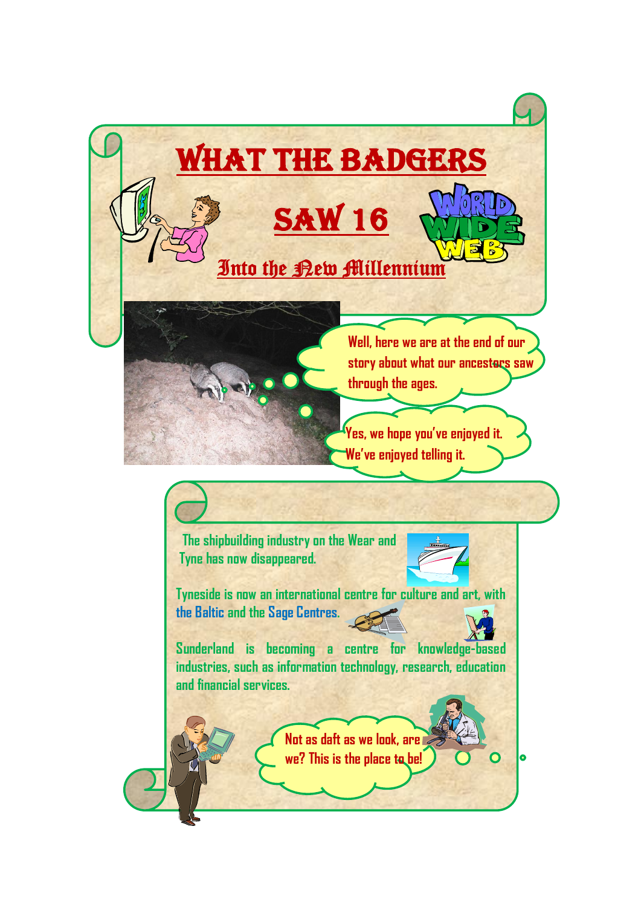# WHAT THE BADGERS SAW 16

## Into the New Millennium

Well, here we are at the end of our story about what our ancestors saw through the ages.

Yes, we hope you've enjoyed it. We've enjoyed telling it.

The shipbuilding industry on the Wear and Tyne has now disappeared.

Tyneside is now an international centre for culture and art, with the Baltic and the Sage Centres.

Sunderland is becoming a centre for knowledge-based industries, such as information technology, research, education and financial services.

Not as daft as we look, are we? This is the place to be!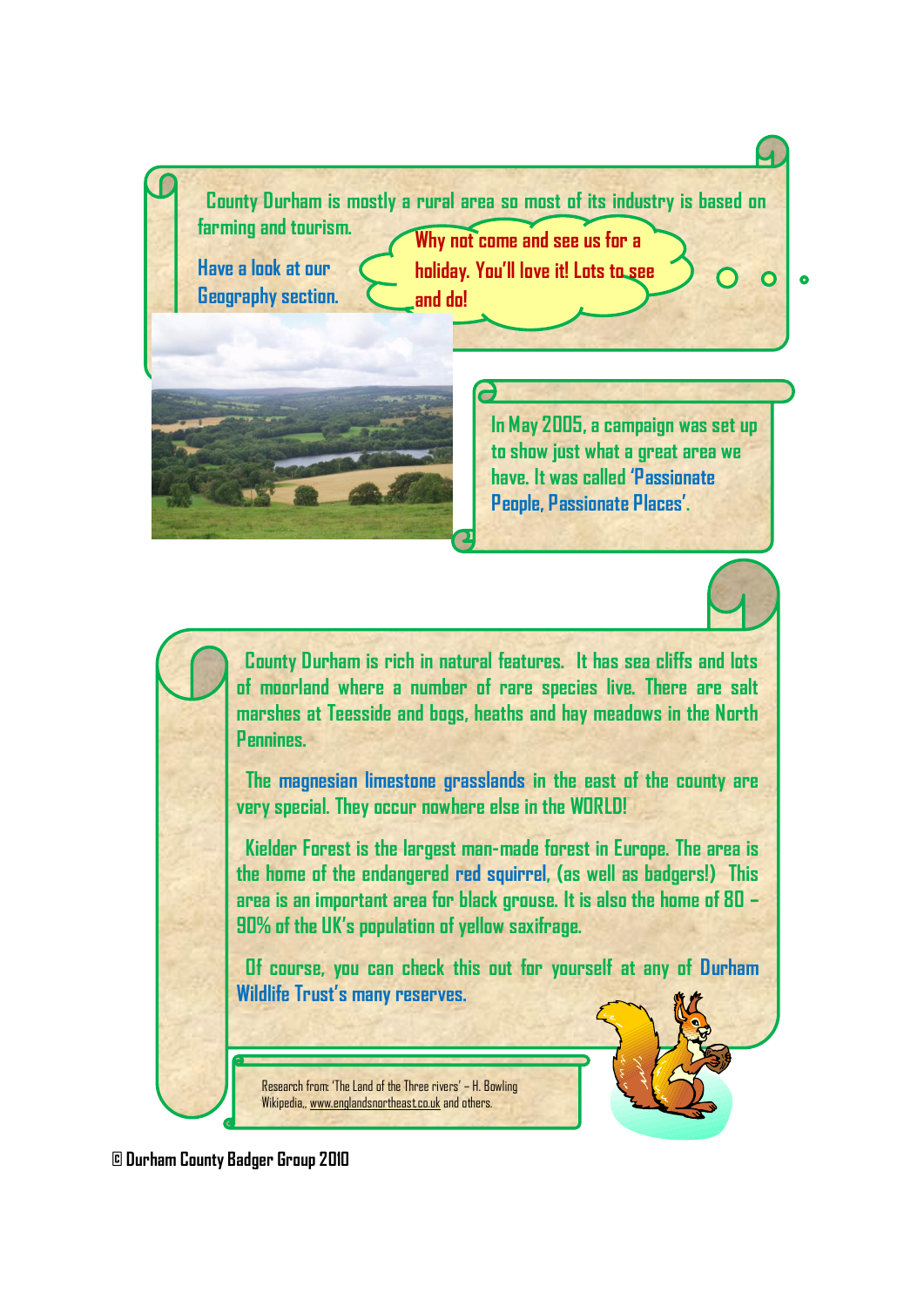County Durham is mostly a rural area so most of its industry is based on farming and tourism.

Have a look at our Geography section.

Why not come and see us for a holiday. You'll love it! Lots to see and do!

In May 2005, a campaign was set up to show just what a great area we have. It was called 'Passionate People, Passionate Places'.

County Durham is rich in natural features. It has sea cliffs and lots of moorland where a number of rare species live. There are salt marshes at Teesside and bogs, heaths and hay meadows in the North Pennines.

The magnesian limestone grasslands in the east of the county are very special. They occur nowhere else in the WORLD!

Kielder Forest is the largest man-made forest in Europe. The area is the home of the endangered red squirrel, (as well as badgers!) This area is an important area for black grouse. It is also the home of 80 – 90% of the UK's population of yellow saxifrage.

Of course, you can check this out for yourself at any of Durham Wildlife Trust's many reserves.

Research from: 'The Land of the Three rivers' – H. Bowling
Wikipedia,, www.englandsnortheast.co.uk and others.

© Durham County Badger Group 2010